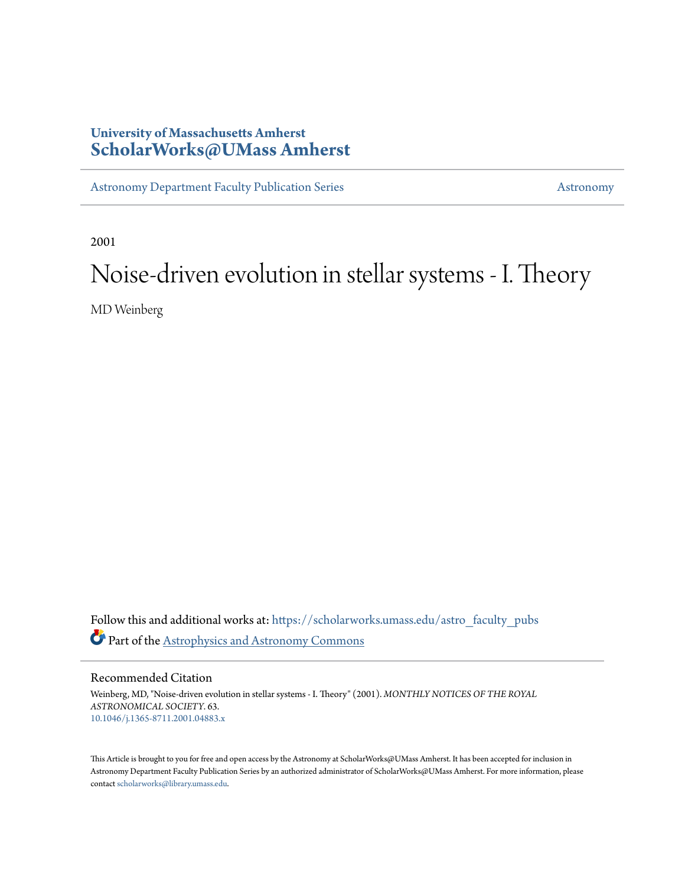University of Massachusetts Amherst
**ScholarWorks@UMass Amherst**

Astronomy Department Faculty Publication Series | Astronomy

2001

# Noise-driven evolution in stellar systems - I. Theory

MD Weinberg

Follow this and additional works at: https://scholarworks.umass.edu/astro_faculty_pubs

Part of the Astrophysics and Astronomy Commons

## Recommended Citation

Weinberg, MD, "Noise-driven evolution in stellar systems - I. Theory" (2001). *MONTHLY NOTICES OF THE ROYAL ASTRONOMICAL SOCIETY*. 63.
10.1046/j.1365-8711.2001.04883.x

This Article is brought to you for free and open access by the Astronomy at ScholarWorks@UMass Amherst. It has been accepted for inclusion in Astronomy Department Faculty Publication Series by an authorized administrator of ScholarWorks@UMass Amherst. For more information, please contact scholarworks@library.umass.edu.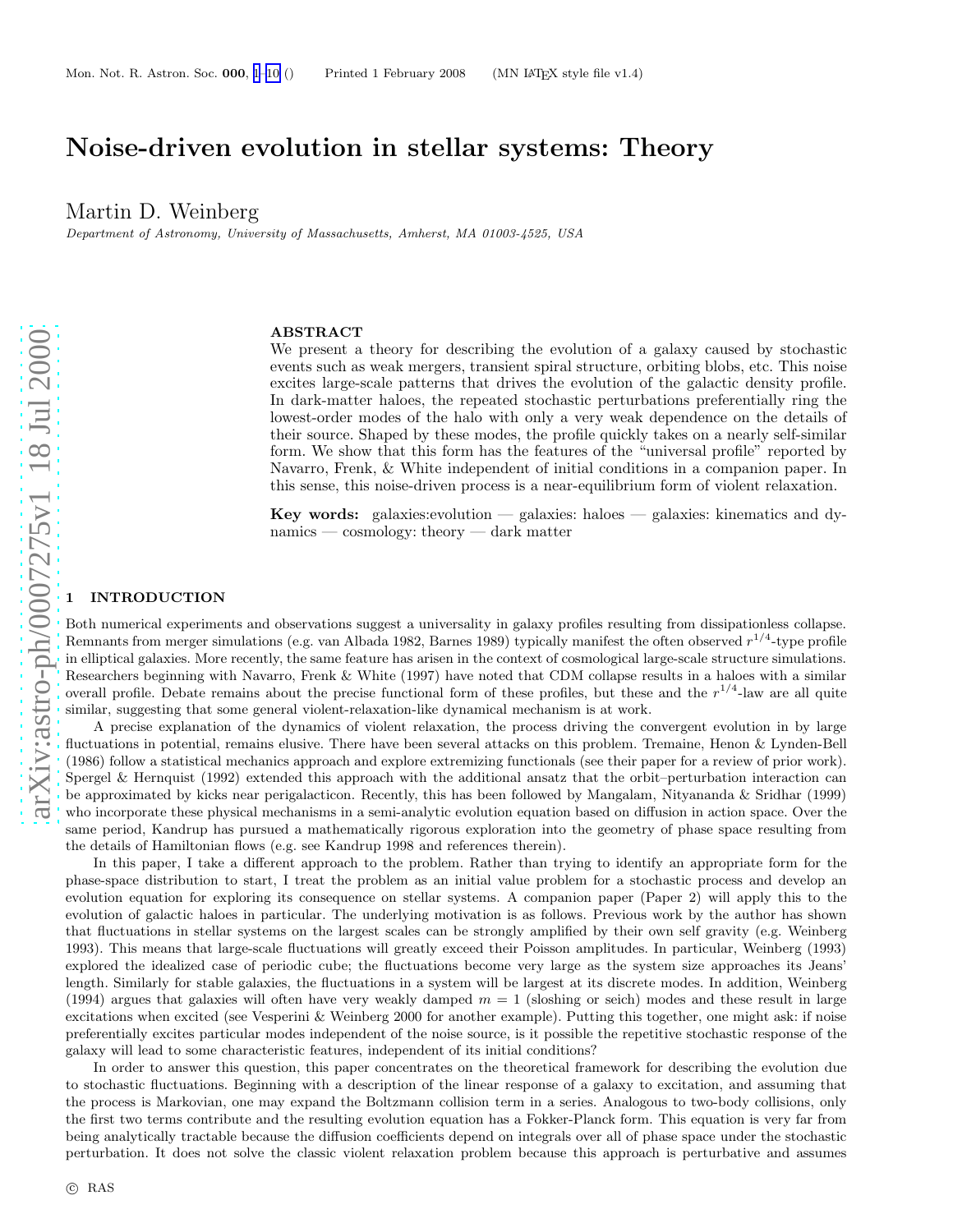# Noise-driven evolution in stellar systems: Theory

Martin D. Weinberg

*Department of Astronomy, University of Massachusetts, Amherst, MA 01003-4525, USA*

## ABSTRACT

We present a theory for describing the evolution of a galaxy caused by stochastic events such as weak mergers, transient spiral structure, orbiting blobs, etc. This noise excites large-scale patterns that drives the evolution of the galactic density profile. In dark-matter haloes, the repeated stochastic perturbations preferentially ring the lowest-order modes of the halo with only a very weak dependence on the details of their source. Shaped by these modes, the profile quickly takes on a nearly self-similar form. We show that this form has the features of the "universal profile" reported by Navarro, Frenk, & White independent of initial conditions in a companion paper. In this sense, this noise-driven process is a near-equilibrium form of violent relaxation.

**Key words:** galaxies:evolution — galaxies: haloes — galaxies: kinematics and dynamics — cosmology: theory — dark matter

## 1 INTRODUCTION

Both numerical experiments and observations suggest a universality in galaxy profiles resulting from dissipationless collapse. Remnants from merger simulations (e.g. van Albada 1982, Barnes 1989) typically manifest the often observed $r^{1/4}$-type profile in elliptical galaxies. More recently, the same feature has arisen in the context of cosmological large-scale structure simulations. Researchers beginning with Navarro, Frenk & White (1997) have noted that CDM collapse results in a haloes with a similar overall profile. Debate remains about the precise functional form of these profiles, but these and the $r^{1/4}$-law are all quite similar, suggesting that some general violent-relaxation-like dynamical mechanism is at work.

A precise explanation of the dynamics of violent relaxation, the process driving the convergent evolution in by large fluctuations in potential, remains elusive. There have been several attacks on this problem. Tremaine, Henon & Lynden-Bell (1986) follow a statistical mechanics approach and explore extremizing functionals (see their paper for a review of prior work). Spergel & Hernquist (1992) extended this approach with the additional ansatz that the orbit–perturbation interaction can be approximated by kicks near perigalacticon. Recently, this has been followed by Mangalam, Nityananda & Sridhar (1999) who incorporate these physical mechanisms in a semi-analytic evolution equation based on diffusion in action space. Over the same period, Kandrup has pursued a mathematically rigorous exploration into the geometry of phase space resulting from the details of Hamiltonian flows (e.g. see Kandrup 1998 and references therein).

In this paper, I take a different approach to the problem. Rather than trying to identify an appropriate form for the phase-space distribution to start, I treat the problem as an initial value problem for a stochastic process and develop an evolution equation for exploring its consequence on stellar systems. A companion paper (Paper 2) will apply this to the evolution of galactic haloes in particular. The underlying motivation is as follows. Previous work by the author has shown that fluctuations in stellar systems on the largest scales can be strongly amplified by their own self gravity (e.g. Weinberg 1993). This means that large-scale fluctuations will greatly exceed their Poisson amplitudes. In particular, Weinberg (1993) explored the idealized case of periodic cube; the fluctuations become very large as the system size approaches its Jeans' length. Similarly for stable galaxies, the fluctuations in a system will be largest at its discrete modes. In addition, Weinberg (1994) argues that galaxies will often have very weakly damped $m = 1$ (sloshing or seich) modes and these result in large excitations when excited (see Vesperini & Weinberg 2000 for another example). Putting this together, one might ask: if noise preferentially excites particular modes independent of the noise source, is it possible the repetitive stochastic response of the galaxy will lead to some characteristic features, independent of its initial conditions?

In order to answer this question, this paper concentrates on the theoretical framework for describing the evolution due to stochastic fluctuations. Beginning with a description of the linear response of a galaxy to excitation, and assuming that the process is Markovian, one may expand the Boltzmann collision term in a series. Analogous to two-body collisions, only the first two terms contribute and the resulting evolution equation has a Fokker-Planck form. This equation is very far from being analytically tractable because the diffusion coefficients depend on integrals over all of phase space under the stochastic perturbation. It does not solve the classic violent relaxation problem because this approach is perturbative and assumes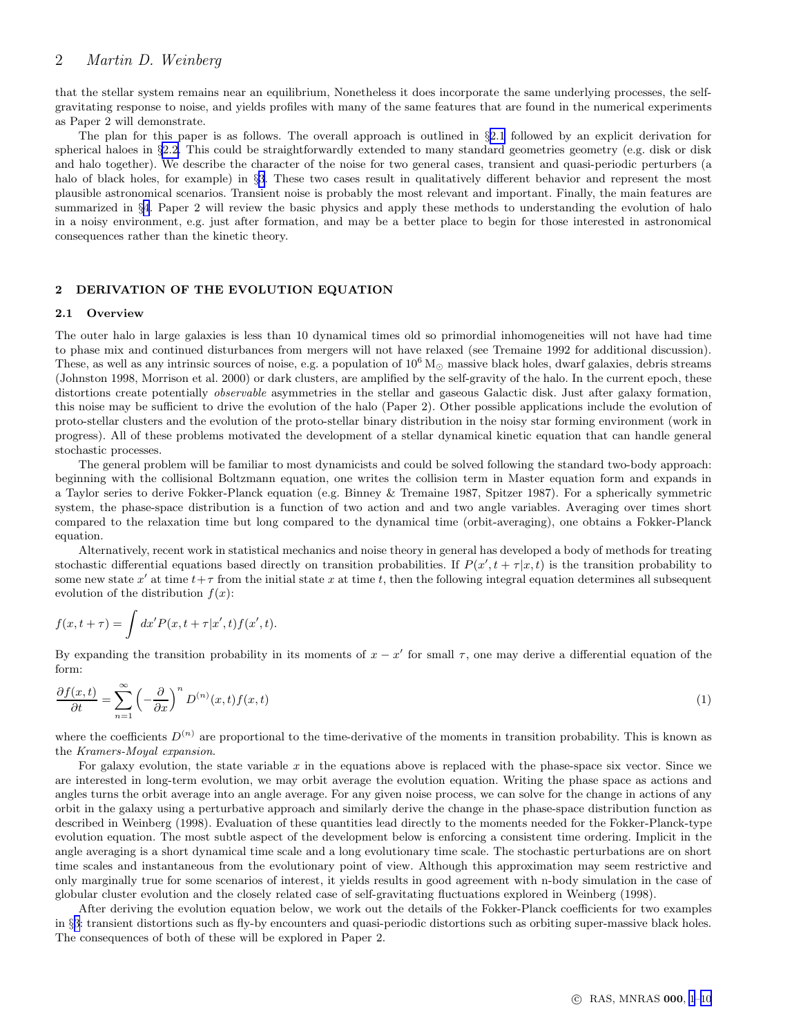that the stellar system remains near an equilibrium, Nonetheless it does incorporate the same underlying processes, the self-gravitating response to noise, and yields profiles with many of the same features that are found in the numerical experiments as Paper 2 will demonstrate.

The plan for this paper is as follows. The overall approach is outlined in §2.1 followed by an explicit derivation for spherical haloes in §2.2. This could be straightforwardly extended to many standard geometries geometry (e.g. disk or disk and halo together). We describe the character of the noise for two general cases, transient and quasi-periodic perturbers (a halo of black holes, for example) in §3. These two cases result in qualitatively different behavior and represent the most plausible astronomical scenarios. Transient noise is probably the most relevant and important. Finally, the main features are summarized in §4. Paper 2 will review the basic physics and apply these methods to understanding the evolution of halo in a noisy environment, e.g. just after formation, and may be a better place to begin for those interested in astronomical consequences rather than the kinetic theory.

## 2 DERIVATION OF THE EVOLUTION EQUATION

### 2.1 Overview

The outer halo in large galaxies is less than 10 dynamical times old so primordial inhomogeneities will not have had time to phase mix and continued disturbances from mergers will not have relaxed (see Tremaine 1992 for additional discussion). These, as well as any intrinsic sources of noise, e.g. a population of $10^6\,\mathrm{M}_\odot$ massive black holes, dwarf galaxies, debris streams (Johnston 1998, Morrison et al. 2000) or dark clusters, are amplified by the self-gravity of the halo. In the current epoch, these distortions create potentially *observable* asymmetries in the stellar and gaseous Galactic disk. Just after galaxy formation, this noise may be sufficient to drive the evolution of the halo (Paper 2). Other possible applications include the evolution of proto-stellar clusters and the evolution of the proto-stellar binary distribution in the noisy star forming environment (work in progress). All of these problems motivated the development of a stellar dynamical kinetic equation that can handle general stochastic processes.

The general problem will be familiar to most dynamicists and could be solved following the standard two-body approach: beginning with the collisional Boltzmann equation, one writes the collision term in Master equation form and expands in a Taylor series to derive Fokker-Planck equation (e.g. Binney & Tremaine 1987, Spitzer 1987). For a spherically symmetric system, the phase-space distribution is a function of two action and and two angle variables. Averaging over times short compared to the relaxation time but long compared to the dynamical time (orbit-averaging), one obtains a Fokker-Planck equation.

Alternatively, recent work in statistical mechanics and noise theory in general has developed a body of methods for treating stochastic differential equations based directly on transition probabilities. If $P(x', t+\tau|x, t)$ is the transition probability to some new state $x'$ at time $t+\tau$ from the initial state $x$ at time $t$, then the following integral equation determines all subsequent evolution of the distribution $f(x)$:

$$f(x, t+\tau) = \int dx' P(x, t+\tau|x', t) f(x', t).$$

By expanding the transition probability in its moments of $x - x'$ for small $\tau$, one may derive a differential equation of the form:

$$\frac{\partial f(x,t)}{\partial t} = \sum_{n=1}^{\infty} \left(-\frac{\partial}{\partial x}\right)^n D^{(n)}(x,t) f(x,t) \tag{1}$$

where the coefficients $D^{(n)}$ are proportional to the time-derivative of the moments in transition probability. This is known as the *Kramers-Moyal expansion*.

For galaxy evolution, the state variable $x$ in the equations above is replaced with the phase-space six vector. Since we are interested in long-term evolution, we may orbit average the evolution equation. Writing the phase space as actions and angles turns the orbit average into an angle average. For any given noise process, we can solve for the change in actions of any orbit in the galaxy using a perturbative approach and similarly derive the change in the phase-space distribution function as described in Weinberg (1998). Evaluation of these quantities lead directly to the moments needed for the Fokker-Planck-type evolution equation. The most subtle aspect of the development below is enforcing a consistent time ordering. Implicit in the angle averaging is a short dynamical time scale and a long evolutionary time scale. The stochastic perturbations are on short time scales and instantaneous from the evolutionary point of view. Although this approximation may seem restrictive and only marginally true for some scenarios of interest, it yields results in good agreement with n-body simulation in the case of globular cluster evolution and the closely related case of self-gravitating fluctuations explored in Weinberg (1998).

After deriving the evolution equation below, we work out the details of the Fokker-Planck coefficients for two examples in §3: transient distortions such as fly-by encounters and quasi-periodic distortions such as orbiting super-massive black holes. The consequences of both of these will be explored in Paper 2.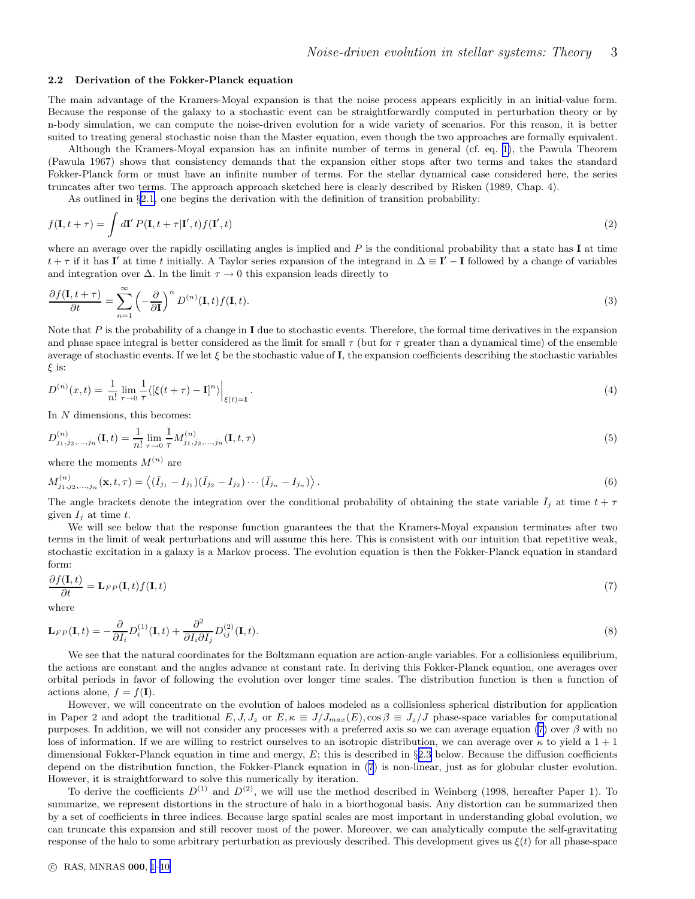### 2.2 Derivation of the Fokker-Planck equation

The main advantage of the Kramers-Moyal expansion is that the noise process appears explicitly in an initial-value form. Because the response of the galaxy to a stochastic event can be straightforwardly computed in perturbation theory or by n-body simulation, we can compute the noise-driven evolution for a wide variety of scenarios. For this reason, it is better suited to treating general stochastic noise than the Master equation, even though the two approaches are formally equivalent.

Although the Kramers-Moyal expansion has an infinite number of terms in general (cf. eq. 1), the Pawula Theorem (Pawula 1967) shows that consistency demands that the expansion either stops after two terms and takes the standard Fokker-Planck form or must have an infinite number of terms. For the stellar dynamical case considered here, the series truncates after two terms. The approach approach sketched here is clearly described by Risken (1989, Chap. 4).

As outlined in §2.1, one begins the derivation with the definition of transition probability:

$$f(\mathbf{I}, t+\tau) = \int d\mathbf{I}'\, P(\mathbf{I}, t+\tau|\mathbf{I}', t) f(\mathbf{I}', t) \tag{2}$$

where an average over the rapidly oscillating angles is implied and $P$ is the conditional probability that a state has $\mathbf{I}$ at time $t+\tau$ if it has $\mathbf{I}'$ at time $t$ initially. A Taylor series expansion of the integrand in $\Delta \equiv \mathbf{I}' - \mathbf{I}$ followed by a change of variables and integration over $\Delta$. In the limit $\tau \to 0$ this expansion leads directly to

$$\frac{\partial f(\mathbf{I}, t+\tau)}{\partial t} = \sum_{n=1}^{\infty} \left(-\frac{\partial}{\partial \mathbf{I}}\right)^n D^{(n)}(\mathbf{I}, t) f(\mathbf{I}, t). \tag{3}$$

Note that $P$ is the probability of a change in $\mathbf{I}$ due to stochastic events. Therefore, the formal time derivatives in the expansion and phase space integral is better considered as the limit for small $\tau$ (but for $\tau$ greater than a dynamical time) of the ensemble average of stochastic events. If we let $\xi$ be the stochastic value of $\mathbf{I}$, the expansion coefficients describing the stochastic variables $\xi$ is:

$$D^{(n)}(x,t) = \frac{1}{n!} \lim_{\tau\to 0} \frac{1}{\tau} \langle [\xi(t+\tau) - \mathbf{I}]^n \rangle \Big|_{\xi(t)=\mathbf{I}}. \tag{4}$$

In $N$ dimensions, this becomes:

$$D^{(n)}_{j_1,j_2,\ldots,j_n}(\mathbf{I}, t) = \frac{1}{n!} \lim_{\tau\to 0} \frac{1}{\tau} M^{(n)}_{j_1,j_2,\ldots,j_n}(\mathbf{I}, t, \tau) \tag{5}$$

where the moments $M^{(n)}$ are

$$M^{(n)}_{j_1,j_2,\ldots,j_n}(\mathbf{x}, t, \tau) = \left\langle (\bar{I}_{j_1} - I_{j_1})(\bar{I}_{j_2} - I_{j_2}) \cdots (\bar{I}_{j_n} - I_{j_n}) \right\rangle. \tag{6}$$

The angle brackets denote the integration over the conditional probability of obtaining the state variable $\bar{I}_j$ at time $t+\tau$ given $I_j$ at time $t$.

We will see below that the response function guarantees the that the Kramers-Moyal expansion terminates after two terms in the limit of weak perturbations and will assume this here. This is consistent with our intuition that repetitive weak, stochastic excitation in a galaxy is a Markov process. The evolution equation is then the Fokker-Planck equation in standard form:

$$\frac{\partial f(\mathbf{I}, t)}{\partial t} = \mathbf{L}_{FP}(\mathbf{I}, t) f(\mathbf{I}, t) \tag{7}$$

where

$$\mathbf{L}_{FP}(\mathbf{I}, t) = -\frac{\partial}{\partial I_i} D^{(1)}_i(\mathbf{I}, t) + \frac{\partial^2}{\partial I_i \partial I_j} D^{(2)}_{ij}(\mathbf{I}, t). \tag{8}$$

We see that the natural coordinates for the Boltzmann equation are action-angle variables. For a collisionless equilibrium, the actions are constant and the angles advance at constant rate. In deriving this Fokker-Planck equation, one averages over orbital periods in favor of following the evolution over longer time scales. The distribution function is then a function of actions alone, $f = f(\mathbf{I})$.

However, we will concentrate on the evolution of haloes modeled as a collisionless spherical distribution for application in Paper 2 and adopt the traditional $E, J, J_z$ or $E, \kappa \equiv J/J_{max}(E), \cos\beta \equiv J_z/J$ phase-space variables for computational purposes. In addition, we will not consider any processes with a preferred axis so we can average equation (7) over $\beta$ with no loss of information. If we are willing to restrict ourselves to an isotropic distribution, we can average over $\kappa$ to yield a $1+1$ dimensional Fokker-Planck equation in time and energy, $E$; this is described in §2.3 below. Because the diffusion coefficients depend on the distribution function, the Fokker-Planck equation in (7) is non-linear, just as for globular cluster evolution. However, it is straightforward to solve this numerically by iteration.

To derive the coefficients $D^{(1)}$ and $D^{(2)}$, we will use the method described in Weinberg (1998, hereafter Paper 1). To summarize, we represent distortions in the structure of halo in a biorthogonal basis. Any distortion can be summarized then by a set of coefficients in three indices. Because large spatial scales are most important in understanding global evolution, we can truncate this expansion and still recover most of the power. Moreover, we can analytically compute the self-gravitating response of the halo to some arbitrary perturbation as previously described. This development gives us $\xi(t)$ for all phase-space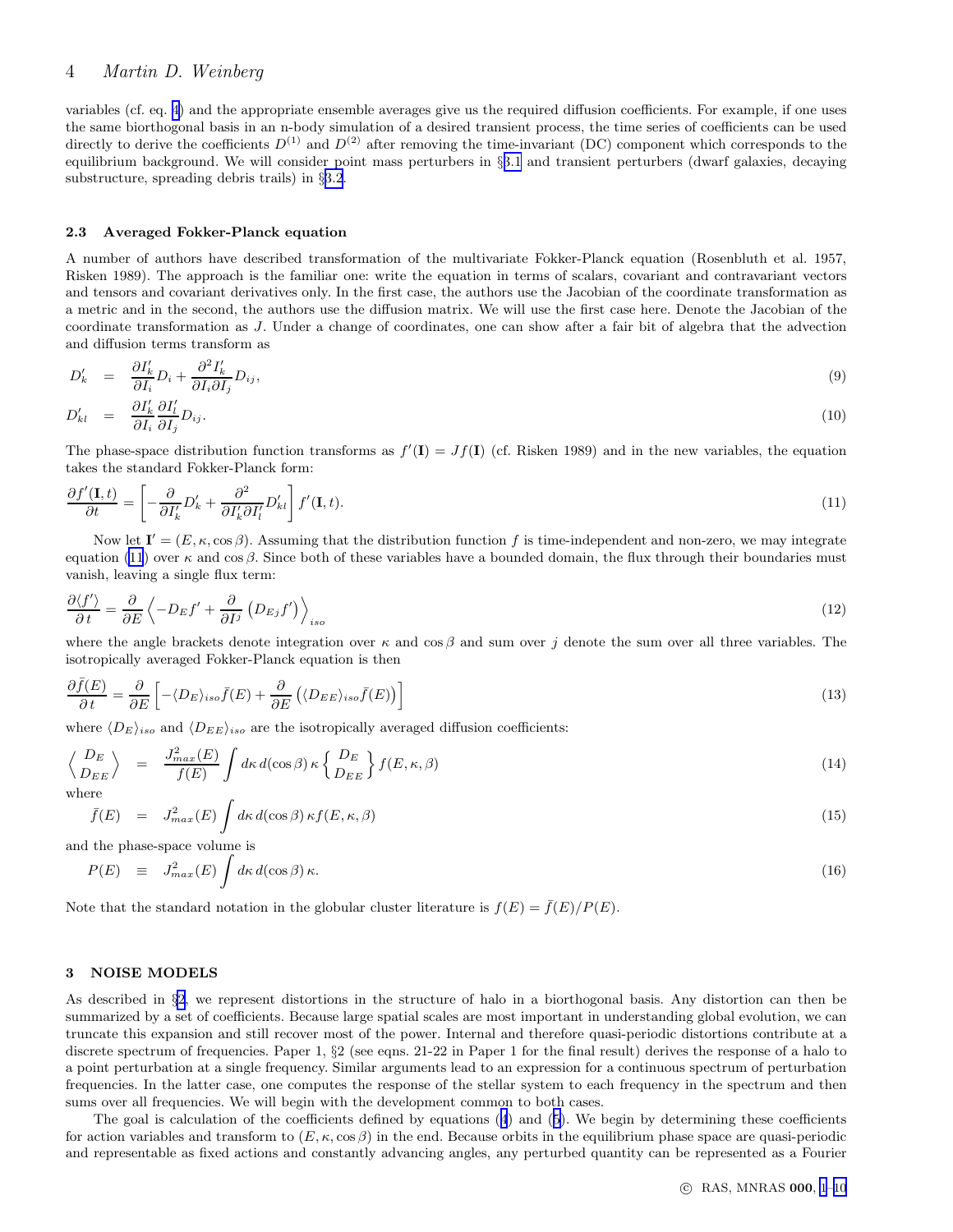variables (cf. eq. 4) and the appropriate ensemble averages give us the required diffusion coefficients. For example, if one uses the same biorthogonal basis in an n-body simulation of a desired transient process, the time series of coefficients can be used directly to derive the coefficients $D^{(1)}$ and $D^{(2)}$ after removing the time-invariant (DC) component which corresponds to the equilibrium background. We will consider point mass perturbers in §3.1 and transient perturbers (dwarf galaxies, decaying substructure, spreading debris trails) in §3.2.

### 2.3 Averaged Fokker-Planck equation

A number of authors have described transformation of the multivariate Fokker-Planck equation (Rosenbluth et al. 1957, Risken 1989). The approach is the familiar one: write the equation in terms of scalars, covariant and contravariant vectors and tensors and covariant derivatives only. In the first case, the authors use the Jacobian of the coordinate transformation as a metric and in the second, the authors use the diffusion matrix. We will use the first case here. Denote the Jacobian of the coordinate transformation as $J$. Under a change of coordinates, one can show after a fair bit of algebra that the advection and diffusion terms transform as

$$D'_k = \frac{\partial I'_k}{\partial I_i} D_i + \frac{\partial^2 I'_k}{\partial I_i \partial I_j} D_{ij}, \tag{9}$$

$$D'_{kl} = \frac{\partial I'_k}{\partial I_i}\frac{\partial I'_l}{\partial I_j} D_{ij}. \tag{10}$$

The phase-space distribution function transforms as $f'(\mathbf{I}) = Jf(\mathbf{I})$ (cf. Risken 1989) and in the new variables, the equation takes the standard Fokker-Planck form:

$$\frac{\partial f'(\mathbf{I},t)}{\partial t} = \left[ -\frac{\partial}{\partial I'_k} D'_k + \frac{\partial^2}{\partial I'_k \partial I'_l} D'_{kl} \right] f'(\mathbf{I},t). \tag{11}$$

Now let $\mathbf{I}' = (E, \kappa, \cos\beta)$. Assuming that the distribution function $f$ is time-independent and non-zero, we may integrate equation (11) over $\kappa$ and $\cos\beta$. Since both of these variables have a bounded domain, the flux through their boundaries must vanish, leaving a single flux term:

$$\frac{\partial \langle f' \rangle}{\partial t} = \frac{\partial}{\partial E} \left\langle -D_E f' + \frac{\partial}{\partial I^j}\left(D_{Ej} f'\right) \right\rangle_{iso} \tag{12}$$

where the angle brackets denote integration over $\kappa$ and $\cos\beta$ and sum over $j$ denote the sum over all three variables. The isotropically averaged Fokker-Planck equation is then

$$\frac{\partial \bar{f}(E)}{\partial t} = \frac{\partial}{\partial E}\left[ -\langle D_E \rangle_{iso} \bar{f}(E) + \frac{\partial}{\partial E}\left(\langle D_{EE}\rangle_{iso} \bar{f}(E)\right)\right] \tag{13}$$

where $\langle D_E \rangle_{iso}$ and $\langle D_{EE} \rangle_{iso}$ are the isotropically averaged diffusion coefficients:

$$\left\langle \begin{array}{c} D_E \\ D_{EE} \end{array} \right\rangle = \frac{J^2_{max}(E)}{f(E)} \int d\kappa\, d(\cos\beta)\, \kappa \left\{ \begin{array}{c} D_E \\ D_{EE} \end{array} \right\} f(E,\kappa,\beta) \tag{14}$$

where

$$\bar{f}(E) = J^2_{max}(E) \int d\kappa\, d(\cos\beta)\, \kappa f(E,\kappa,\beta) \tag{15}$$

and the phase-space volume is

$$P(E) \equiv J^2_{max}(E) \int d\kappa\, d(\cos\beta)\, \kappa. \tag{16}$$

Note that the standard notation in the globular cluster literature is $f(E) = \bar{f}(E)/P(E)$.

## 3 NOISE MODELS

As described in §2, we represent distortions in the structure of halo in a biorthogonal basis. Any distortion can then be summarized by a set of coefficients. Because large spatial scales are most important in understanding global evolution, we can truncate this expansion and still recover most of the power. Internal and therefore quasi-periodic distortions contribute at a discrete spectrum of frequencies. Paper 1, §2 (see eqns. 21-22 in Paper 1 for the final result) derives the response of a halo to a point perturbation at a single frequency. Similar arguments lead to an expression for a continuous spectrum of perturbation frequencies. In the latter case, one computes the response of the stellar system to each frequency in the spectrum and then sums over all frequencies. We will begin with the development common to both cases.

The goal is calculation of the coefficients defined by equations (4) and (5). We begin by determining these coefficients for action variables and transform to $(E, \kappa, \cos\beta)$ in the end. Because orbits in the equilibrium phase space are quasi-periodic and representable as fixed actions and constantly advancing angles, any perturbed quantity can be represented as a Fourier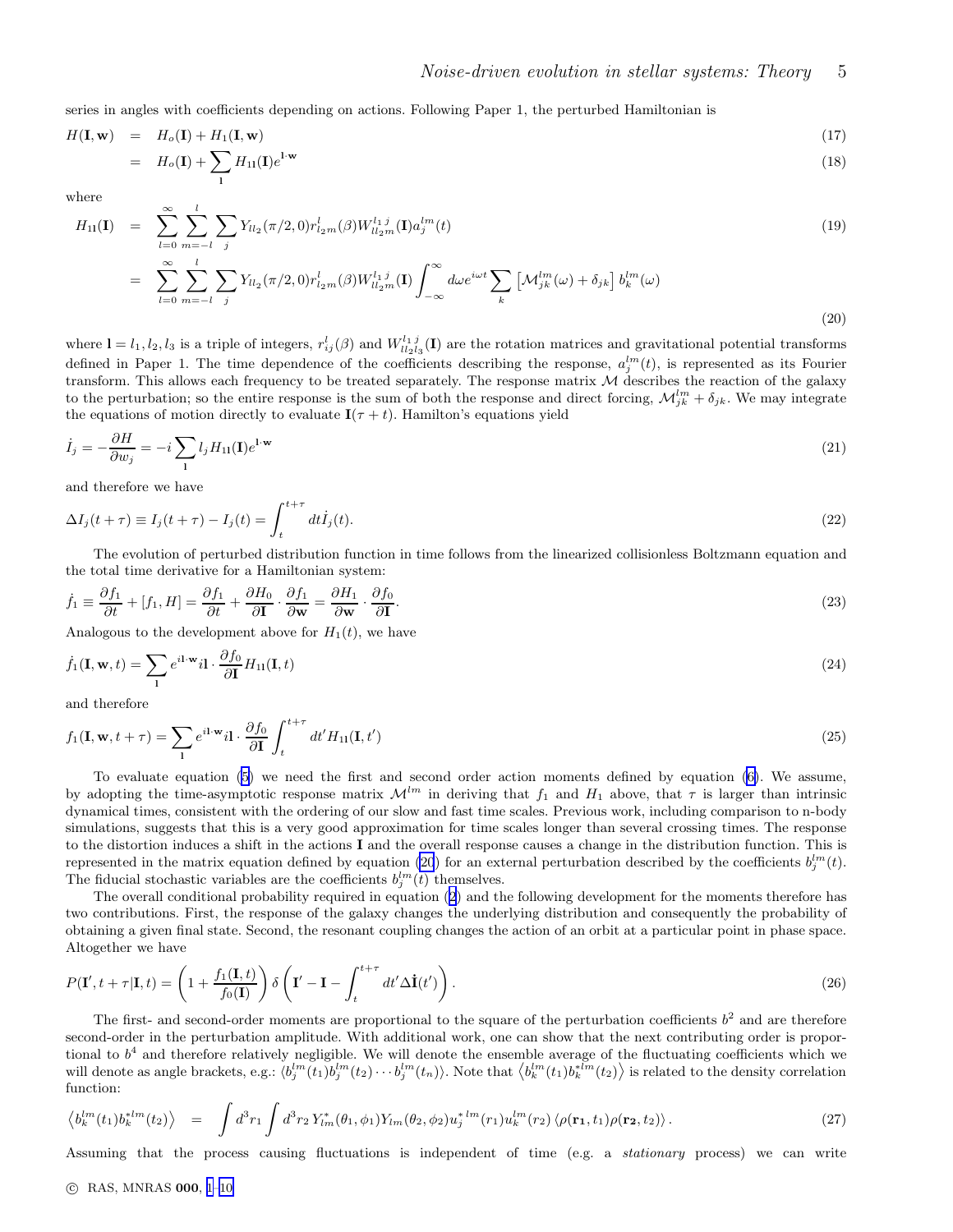series in angles with coefficients depending on actions. Following Paper 1, the perturbed Hamiltonian is

$$
\begin{aligned}
H(\mathbf{I},\mathbf{w}) &= H_o(\mathbf{I}) + H_1(\mathbf{I},\mathbf{w}) &(17)\\
&= H_o(\mathbf{I}) + \sum_{\mathbf{l}} H_{1\mathbf{l}}(\mathbf{I}) e^{\mathbf{l}\cdot\mathbf{w}} &(18)
\end{aligned}
$$

where

$$
\begin{aligned}
H_{1\mathbf{l}}(\mathbf{I}) &= \sum_{l=0}^{\infty}\sum_{m=-l}^{l}\sum_{j} Y_{ll_2}(\pi/2,0) r^l_{l_2 m}(\beta) W^{l_1\, j}_{l l_2 m}(\mathbf{I}) a^{lm}_j(t) &(19)\\
&= \sum_{l=0}^{\infty}\sum_{m=-l}^{l}\sum_{j} Y_{ll_2}(\pi/2,0) r^l_{l_2 m}(\beta) W^{l_1\, j}_{l l_2 m}(\mathbf{I}) \int_{-\infty}^{\infty} d\omega e^{i\omega t} \sum_k \left[\mathcal{M}^{lm}_{jk}(\omega) + \delta_{jk}\right] b^{lm}_k(\omega) &(20)
\end{aligned}
$$

where $\mathbf{l} = l_1, l_2, l_3$ is a triple of integers, $r^l_{ij}(\beta)$ and $W^{l_1\, j}_{l l_2 l_3}(\mathbf{I})$ are the rotation matrices and gravitational potential transforms defined in Paper 1. The time dependence of the coefficients describing the response, $a^{lm}_j(t)$, is represented as its Fourier transform. This allows each frequency to be treated separately. The response matrix $\mathcal{M}$ describes the reaction of the galaxy to the perturbation; so the entire response is the sum of both the response and direct forcing, $\mathcal{M}^{lm}_{jk} + \delta_{jk}$. We may integrate the equations of motion directly to evaluate $\mathbf{I}(\tau + t)$. Hamilton's equations yield

$$
\dot{I}_j = -\frac{\partial H}{\partial w_j} = -i \sum_{\mathbf{l}} l_j H_{1\mathbf{l}}(\mathbf{I}) e^{\mathbf{l}\cdot\mathbf{w}} \tag{21}
$$

and therefore we have

$$
\Delta I_j(t+\tau) \equiv I_j(t+\tau) - I_j(t) = \int_t^{t+\tau} dt \dot{I}_j(t). \tag{22}
$$

The evolution of perturbed distribution function in time follows from the linearized collisionless Boltzmann equation and the total time derivative for a Hamiltonian system:

$$
\dot{f}_1 \equiv \frac{\partial f_1}{\partial t} + [f_1, H] = \frac{\partial f_1}{\partial t} + \frac{\partial H_0}{\partial \mathbf{I}} \cdot \frac{\partial f_1}{\partial \mathbf{w}} = \frac{\partial H_1}{\partial \mathbf{w}} \cdot \frac{\partial f_0}{\partial \mathbf{I}}. \tag{23}
$$

Analogous to the development above for $H_1(t)$, we have

$$
\dot{f}_1(\mathbf{I},\mathbf{w},t) = \sum_{\mathbf{l}} e^{i\mathbf{l}\cdot\mathbf{w}} i\mathbf{l} \cdot \frac{\partial f_0}{\partial \mathbf{I}} H_{1\mathbf{l}}(\mathbf{I},t) \tag{24}
$$

and therefore

$$
f_1(\mathbf{I},\mathbf{w},t+\tau) = \sum_{\mathbf{l}} e^{i\mathbf{l}\cdot\mathbf{w}} i\mathbf{l} \cdot \frac{\partial f_0}{\partial \mathbf{I}} \int_t^{t+\tau} dt' H_{1\mathbf{l}}(\mathbf{I},t') \tag{25}
$$

To evaluate equation (5) we need the first and second order action moments defined by equation (6). We assume, by adopting the time-asymptotic response matrix $\mathcal{M}^{lm}$ in deriving that $f_1$ and $H_1$ above, that $\tau$ is larger than intrinsic dynamical times, consistent with the ordering of our slow and fast time scales. Previous work, including comparison to n-body simulations, suggests that this is a very good approximation for time scales longer than several crossing times. The response to the distortion induces a shift in the actions $\mathbf{I}$ and the overall response causes a change in the distribution function. This is represented in the matrix equation defined by equation (20) for an external perturbation described by the coefficients $b^{lm}_j(t)$. The fiducial stochastic variables are the coefficients $b^{lm}_j(t)$ themselves.

The overall conditional probability required in equation (2) and the following development for the moments therefore has two contributions. First, the response of the galaxy changes the underlying distribution and consequently the probability of obtaining a given final state. Second, the resonant coupling changes the action of an orbit at a particular point in phase space. Altogether we have

$$
P(\mathbf{I}', t+\tau | \mathbf{I}, t) = \left(1 + \frac{f_1(\mathbf{I},t)}{f_0(\mathbf{I})}\right) \delta\left(\mathbf{I}' - \mathbf{I} - \int_t^{t+\tau} dt' \Delta\dot{\mathbf{I}}(t')\right). \tag{26}
$$

The first- and second-order moments are proportional to the square of the perturbation coefficients $b^2$ and are therefore second-order in the perturbation amplitude. With additional work, one can show that the next contributing order is proportional to $b^4$ and therefore relatively negligible. We will denote the ensemble average of the fluctuating coefficients which we will denote as angle brackets, e.g.: $\langle b^{lm}_j(t_1) b^{lm}_j(t_2) \cdots b^{lm}_j(t_n)\rangle$. Note that $\left\langle b^{lm}_k(t_1) b^{*lm}_k(t_2)\right\rangle$ is related to the density correlation function:

$$
\left\langle b^{lm}_k(t_1) b^{*lm}_k(t_2)\right\rangle = \int d^3r_1 \int d^3r_2\, Y^*_{lm}(\theta_1,\phi_1) Y_{lm}(\theta_2,\phi_2) u^{*\,lm}_j(r_1) u^{lm}_k(r_2) \left\langle \rho(\mathbf{r_1},t_1) \rho(\mathbf{r_2},t_2)\right\rangle. \tag{27}
$$

Assuming that the process causing fluctuations is independent of time (e.g. a *stationary* process) we can write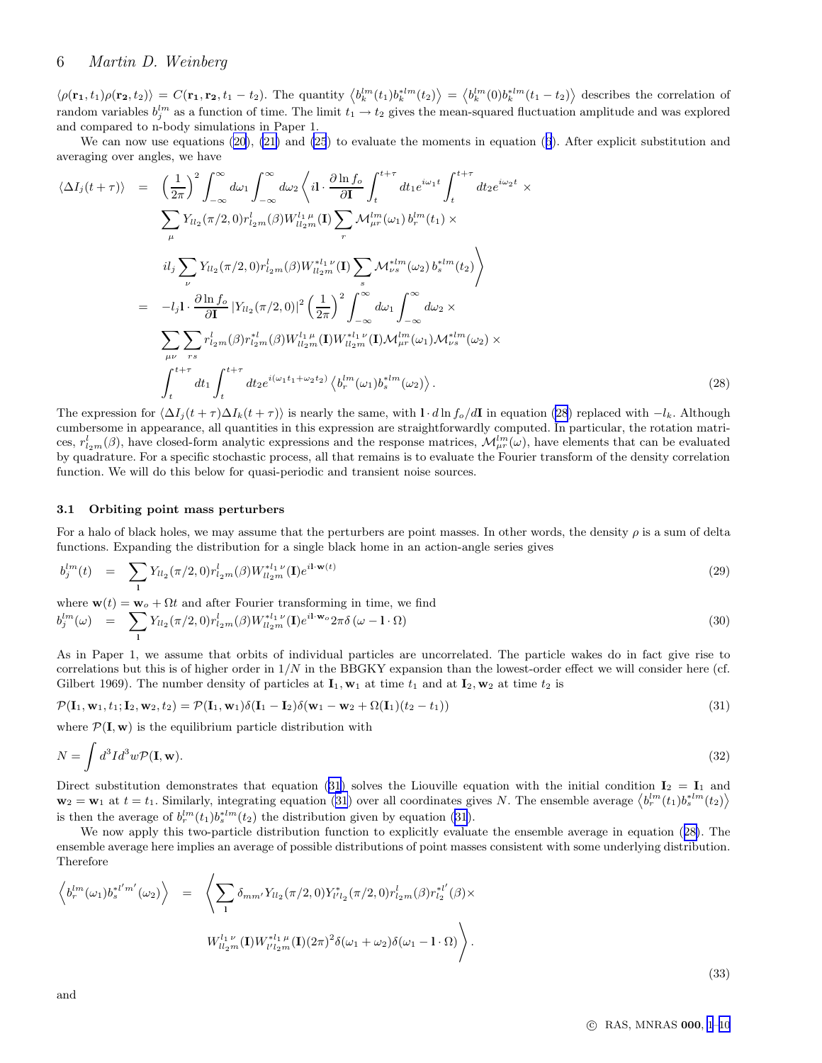$\langle\rho(\mathbf{r}_1,t_1)\rho(\mathbf{r}_2,t_2)\rangle = C(\mathbf{r}_1,\mathbf{r}_2,t_1-t_2)$. The quantity $\left\langle b_k^{lm}(t_1)b_k^{*lm}(t_2)\right\rangle = \left\langle b_k^{lm}(0)b_k^{*lm}(t_1-t_2)\right\rangle$ describes the correlation of random variables $b_j^{lm}$ as a function of time. The limit $t_1\to t_2$ gives the mean-squared fluctuation amplitude and was explored and compared to n-body simulations in Paper 1.

We can now use equations (20), (21) and (25) to evaluate the moments in equation (6). After explicit substitution and averaging over angles, we have

$$
\begin{aligned}
\langle\Delta I_j(t+\tau)\rangle &= \left(\frac{1}{2\pi}\right)^2\int_{-\infty}^{\infty}d\omega_1\int_{-\infty}^{\infty}d\omega_2\left\langle i\mathbf{l}\cdot\frac{\partial\ln f_o}{\partial\mathbf{I}}\int_t^{t+\tau}dt_1 e^{i\omega_1 t}\int_t^{t+\tau}dt_2 e^{i\omega_2 t}\times\right.\\
&\quad\sum_\mu Y_{ll_2}(\pi/2,0)r^l_{l_2m}(\beta)W^{l_1\,\mu}_{ll_2m}(\mathbf{I})\sum_r\mathcal{M}^{lm}_{\mu r}(\omega_1)\,b_r^{lm}(t_1)\times\\
&\quad\left. il_j\sum_\nu Y_{ll_2}(\pi/2,0)r^l_{l_2m}(\beta)W^{*l_1\,\nu}_{ll_2m}(\mathbf{I})\sum_s\mathcal{M}^{*lm}_{\nu s}(\omega_2)\,b_s^{*lm}(t_2)\right\rangle\\
&= -l_j\mathbf{l}\cdot\frac{\partial\ln f_o}{\partial\mathbf{I}}\left|Y_{ll_2}(\pi/2,0)\right|^2\left(\frac{1}{2\pi}\right)^2\int_{-\infty}^{\infty}d\omega_1\int_{-\infty}^{\infty}d\omega_2\times\\
&\quad\sum_{\mu\nu}\sum_{rs}r^l_{l_2m}(\beta)r^{*l}_{l_2m}(\beta)W^{l_1\,\mu}_{ll_2m}(\mathbf{I})W^{*l_1\,\nu}_{ll_2m}(\mathbf{I})\mathcal{M}^{lm}_{\mu r}(\omega_1)\mathcal{M}^{*lm}_{\nu s}(\omega_2)\times\\
&\quad\int_t^{t+\tau}dt_1\int_t^{t+\tau}dt_2 e^{i(\omega_1t_1+\omega_2t_2)}\left\langle b_r^{lm}(\omega_1)b_s^{*lm}(\omega_2)\right\rangle.
\end{aligned}
\tag{28}
$$

The expression for $\langle\Delta I_j(t+\tau)\Delta I_k(t+\tau)\rangle$ is nearly the same, with $\mathbf{l}\cdot d\ln f_o/d\mathbf{I}$ in equation (28) replaced with $-l_k$. Although cumbersome in appearance, all quantities in this expression are straightforwardly computed. In particular, the rotation matrices, $r^l_{l_2m}(\beta)$, have closed-form analytic expressions and the response matrices, $\mathcal{M}^{lm}_{\mu r}(\omega)$, have elements that can be evaluated by quadrature. For a specific stochastic process, all that remains is to evaluate the Fourier transform of the density correlation function. We will do this below for quasi-periodic and transient noise sources.

### 3.1 Orbiting point mass perturbers

For a halo of black holes, we may assume that the perturbers are point masses. In other words, the density $\rho$ is a sum of delta functions. Expanding the distribution for a single black home in an action-angle series gives

$$
b_j^{lm}(t) = \sum_{\mathbf{l}}Y_{ll_2}(\pi/2,0)r^l_{l_2m}(\beta)W^{*l_1\,\nu}_{ll_2m}(\mathbf{I})e^{i\mathbf{l}\cdot\mathbf{w}(t)}
\tag{29}
$$

where $\mathbf{w}(t)=\mathbf{w}_o+\Omega t$ and after Fourier transforming in time, we find

$$
b_j^{lm}(\omega) = \sum_{\mathbf{l}}Y_{ll_2}(\pi/2,0)r^l_{l_2m}(\beta)W^{*l_1\,\nu}_{ll_2m}(\mathbf{I})e^{i\mathbf{l}\cdot\mathbf{w}_o}2\pi\delta\left(\omega-\mathbf{l}\cdot\Omega\right)
\tag{30}
$$

As in Paper 1, we assume that orbits of individual particles are uncorrelated. The particle wakes do in fact give rise to correlations but this is of higher order in $1/N$ in the BBGKY expansion than the lowest-order effect we will consider here (cf. Gilbert 1969). The number density of particles at $\mathbf{I}_1,\mathbf{w}_1$ at time $t_1$ and at $\mathbf{I}_2,\mathbf{w}_2$ at time $t_2$ is

$$
\mathcal{P}(\mathbf{I}_1,\mathbf{w}_1,t_1;\mathbf{I}_2,\mathbf{w}_2,t_2) = \mathcal{P}(\mathbf{I}_1,\mathbf{w}_1)\delta(\mathbf{I}_1-\mathbf{I}_2)\delta(\mathbf{w}_1-\mathbf{w}_2+\Omega(\mathbf{I}_1)(t_2-t_1))
\tag{31}
$$

where $\mathcal{P}(\mathbf{I},\mathbf{w})$ is the equilibrium particle distribution with

$$
N=\int d^3I\,d^3w\,\mathcal{P}(\mathbf{I},\mathbf{w}).
\tag{32}
$$

Direct substitution demonstrates that equation (31) solves the Liouville equation with the initial condition $\mathbf{I}_2=\mathbf{I}_1$ and $\mathbf{w}_2=\mathbf{w}_1$ at $t=t_1$. Similarly, integrating equation (31) over all coordinates gives $N$. The ensemble average $\left\langle b_r^{lm}(t_1)b_s^{*lm}(t_2)\right\rangle$ is then the average of $b_r^{lm}(t_1)b_s^{*lm}(t_2)$ the distribution given by equation (31).

We now apply this two-particle distribution function to explicitly evaluate the ensemble average in equation (28). The ensemble average here implies an average of possible distributions of point masses consistent with some underlying distribution. Therefore

$$
\begin{aligned}
\left\langle b_r^{lm}(\omega_1)b_s^{*l'm'}(\omega_2)\right\rangle &= \left\langle\sum_{\mathbf{l}}\delta_{mm'}Y_{ll_2}(\pi/2,0)Y^*_{l'l_2}(\pi/2,0)r^l_{l_2m}(\beta)r^{*l'}_{l_2}(\beta)\times\right.\\
&\quad\left. W^{l_1\,\nu}_{ll_2m}(\mathbf{I})W^{*l_1\,\mu}_{l'l_2m}(\mathbf{I})(2\pi)^2\delta(\omega_1+\omega_2)\delta(\omega_1-\mathbf{l}\cdot\Omega)\right\rangle.
\end{aligned}
\tag{33}
$$

and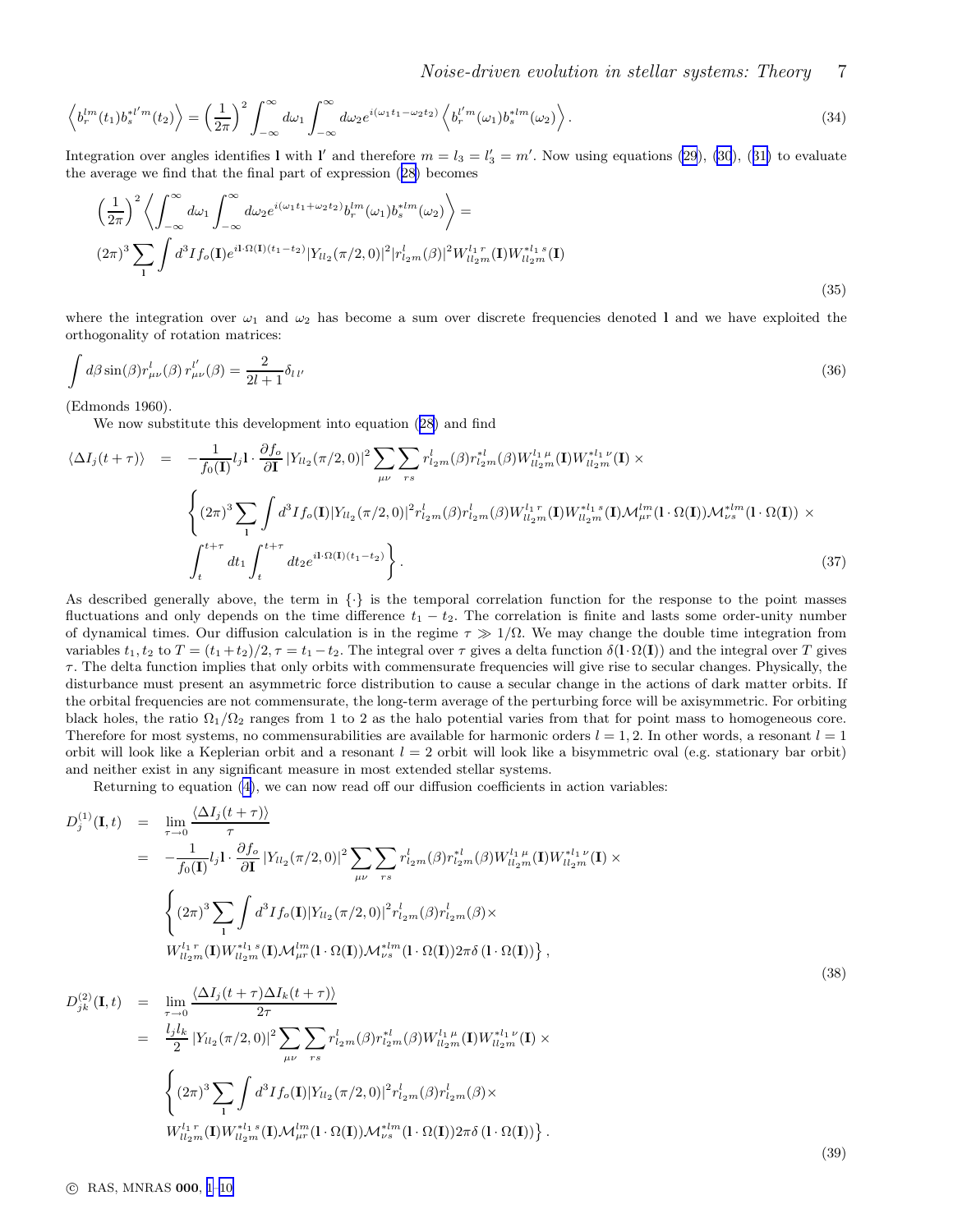$$\left\langle b_r^{lm}(t_1) b_s^{*l'm}(t_2)\right\rangle = \left(\frac{1}{2\pi}\right)^2 \int_{-\infty}^{\infty} d\omega_1 \int_{-\infty}^{\infty} d\omega_2 e^{i(\omega_1 t_1 - \omega_2 t_2)} \left\langle b_r^{l'm}(\omega_1) b_s^{*lm}(\omega_2)\right\rangle . \tag{34}$$

Integration over angles identifies $\mathbf{l}$ with $\mathbf{l}'$ and therefore $m = l_3 = l_3' = m'$. Now using equations (29), (30), (31) to evaluate the average we find that the final part of expression (28) becomes

$$\left(\frac{1}{2\pi}\right)^2 \left\langle \int_{-\infty}^{\infty} d\omega_1 \int_{-\infty}^{\infty} d\omega_2 e^{i(\omega_1 t_1 + \omega_2 t_2)} b_r^{lm}(\omega_1) b_s^{*lm}(\omega_2)\right\rangle =$$
$$(2\pi)^3 \sum_{\mathbf{l}} \int d^3 I f_o(\mathbf{I}) e^{i\mathbf{l}\cdot\Omega(\mathbf{I})(t_1-t_2)} |Y_{ll_2}(\pi/2,0)|^2 |r^l_{l_2 m}(\beta)|^2 W^{l_1\,r}_{ll_2 m}(\mathbf{I}) W^{*l_1\,s}_{ll_2 m}(\mathbf{I}) \tag{35}$$

where the integration over $\omega_1$ and $\omega_2$ has become a sum over discrete frequencies denoted $\mathbf{l}$ and we have exploited the orthogonality of rotation matrices:

$$\int d\beta \sin(\beta) r^l_{\mu\nu}(\beta)\, r^{l'}_{\mu\nu}(\beta) = \frac{2}{2l+1}\delta_{l\,l'} \tag{36}$$

(Edmonds 1960).

We now substitute this development into equation (28) and find

$$\begin{aligned}
\langle \Delta I_j(t+\tau)\rangle \;=\; & -\frac{1}{f_0(\mathbf{I})} l_j \mathbf{l}\cdot\frac{\partial f_o}{\partial \mathbf{I}} |Y_{ll_2}(\pi/2,0)|^2 \sum_{\mu\nu}\sum_{rs} r^l_{l_2 m}(\beta) r^{*l}_{l_2 m}(\beta) W^{l_1\,\mu}_{ll_2 m}(\mathbf{I}) W^{*l_1\,\nu}_{ll_2 m}(\mathbf{I}) \times \\
& \Bigg\{ (2\pi)^3 \sum_{\mathbf{l}} \int d^3 I f_o(\mathbf{I}) |Y_{ll_2}(\pi/2,0)|^2 r^l_{l_2 m}(\beta) r^l_{l_2 m}(\beta) W^{l_1\,r}_{ll_2 m}(\mathbf{I}) W^{*l_1\,s}_{ll_2 m}(\mathbf{I}) \mathcal{M}^{lm}_{\mu r}(\mathbf{l}\cdot\Omega(\mathbf{I})) \mathcal{M}^{*lm}_{\nu s}(\mathbf{l}\cdot\Omega(\mathbf{I})) \times \\
& \int_t^{t+\tau} dt_1 \int_t^{t+\tau} dt_2 e^{i\mathbf{l}\cdot\Omega(\mathbf{I})(t_1-t_2)} \Bigg\} .
\end{aligned} \tag{37}$$

As described generally above, the term in $\{\cdot\}$ is the temporal correlation function for the response to the point masses fluctuations and only depends on the time difference $t_1 - t_2$. The correlation is finite and lasts some order-unity number of dynamical times. Our diffusion calculation is in the regime $\tau \gg 1/\Omega$. We may change the double time integration from variables $t_1, t_2$ to $T = (t_1+t_2)/2, \tau = t_1 - t_2$. The integral over $\tau$ gives a delta function $\delta(\mathbf{l}\cdot\Omega(\mathbf{I}))$ and the integral over $T$ gives $\tau$. The delta function implies that only orbits with commensurate frequencies will give rise to secular changes. Physically, the disturbance must present an asymmetric force distribution to cause a secular change in the actions of dark matter orbits. If the orbital frequencies are not commensurate, the long-term average of the perturbing force will be axisymmetric. For orbiting black holes, the ratio $\Omega_1/\Omega_2$ ranges from 1 to 2 as the halo potential varies from that for point mass to homogeneous core. Therefore for most systems, no commensurabilities are available for harmonic orders $l = 1, 2$. In other words, a resonant $l = 1$ orbit will look like a Keplerian orbit and a resonant $l = 2$ orbit will look like a bisymmetric oval (e.g. stationary bar orbit) and neither exist in any significant measure in most extended stellar systems.

Returning to equation (4), we can now read off our diffusion coefficients in action variables:

$$\begin{aligned}
D^{(1)}_j(\mathbf{I},t) \;=\; & \lim_{\tau\to 0} \frac{\langle \Delta I_j(t+\tau)\rangle}{\tau} \\
=\; & -\frac{1}{f_0(\mathbf{I})} l_j \mathbf{l}\cdot\frac{\partial f_o}{\partial \mathbf{I}} |Y_{ll_2}(\pi/2,0)|^2 \sum_{\mu\nu}\sum_{rs} r^l_{l_2 m}(\beta) r^{*l}_{l_2 m}(\beta) W^{l_1\,\mu}_{ll_2 m}(\mathbf{I}) W^{*l_1\,\nu}_{ll_2 m}(\mathbf{I}) \times \\
& \Bigg\{ (2\pi)^3 \sum_{\mathbf{l}} \int d^3 I f_o(\mathbf{I}) |Y_{ll_2}(\pi/2,0)|^2 r^l_{l_2 m}(\beta) r^l_{l_2 m}(\beta) \times \\
& W^{l_1\,r}_{ll_2 m}(\mathbf{I}) W^{*l_1\,s}_{ll_2 m}(\mathbf{I}) \mathcal{M}^{lm}_{\mu r}(\mathbf{l}\cdot\Omega(\mathbf{I})) \mathcal{M}^{*lm}_{\nu s}(\mathbf{l}\cdot\Omega(\mathbf{I})) 2\pi\delta\left(\mathbf{l}\cdot\Omega(\mathbf{I})\right) \Bigg\} ,
\end{aligned} \tag{38}$$

$$\begin{aligned}
D^{(2)}_{jk}(\mathbf{I},t) \;=\; & \lim_{\tau\to 0} \frac{\langle \Delta I_j(t+\tau)\Delta I_k(t+\tau)\rangle}{2\tau} \\
=\; & \frac{l_j l_k}{2} |Y_{ll_2}(\pi/2,0)|^2 \sum_{\mu\nu}\sum_{rs} r^l_{l_2 m}(\beta) r^{*l}_{l_2 m}(\beta) W^{l_1\,\mu}_{ll_2 m}(\mathbf{I}) W^{*l_1\,\nu}_{ll_2 m}(\mathbf{I}) \times \\
& \Bigg\{ (2\pi)^3 \sum_{\mathbf{l}} \int d^3 I f_o(\mathbf{I}) |Y_{ll_2}(\pi/2,0)|^2 r^l_{l_2 m}(\beta) r^l_{l_2 m}(\beta) \times \\
& W^{l_1\,r}_{ll_2 m}(\mathbf{I}) W^{*l_1\,s}_{ll_2 m}(\mathbf{I}) \mathcal{M}^{lm}_{\mu r}(\mathbf{l}\cdot\Omega(\mathbf{I})) \mathcal{M}^{*lm}_{\nu s}(\mathbf{l}\cdot\Omega(\mathbf{I})) 2\pi\delta\left(\mathbf{l}\cdot\Omega(\mathbf{I})\right) \Bigg\} .
\end{aligned} \tag{39}$$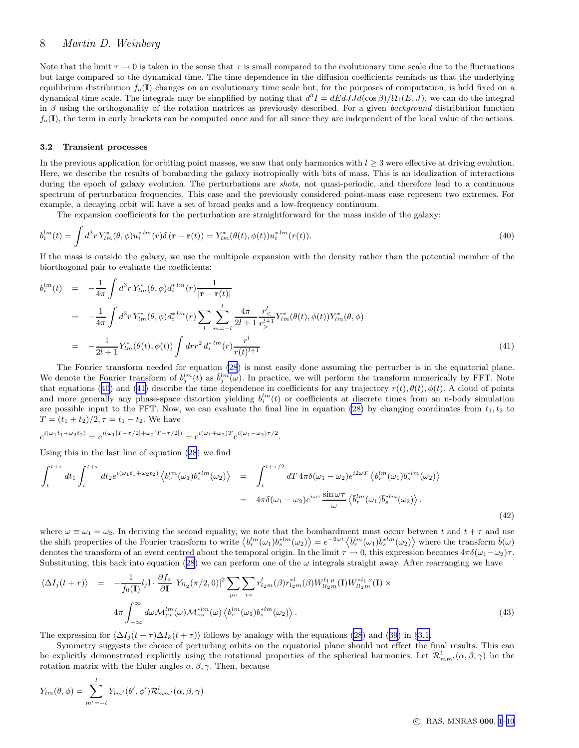Note that the limit $\tau \to 0$ is taken in the sense that $\tau$ is small compared to the evolutionary time scale due to the fluctuations but large compared to the dynamical time. The time dependence in the diffusion coefficients reminds us that the underlying equilibrium distribution $f_o(\mathbf{I})$ changes on an evolutionary time scale but, for the purposes of computation, is held fixed on a dynamical time scale. The integrals may be simplified by noting that $d^3I = dEdJJd(\cos\beta)/\Omega_1(E,J)$, we can do the integral in $\beta$ using the orthogonality of the rotation matrices as previously described. For a given *background* distribution function $f_o(\mathbf{I})$, the term in curly brackets can be computed once and for all since they are independent of the local value of the actions.

### 3.2 Transient processes

In the previous application for orbiting point masses, we saw that only harmonics with $l \geq 3$ were effective at driving evolution. Here, we describe the results of bombarding the galaxy isotropically with bits of mass. This is an idealization of interactions during the epoch of galaxy evolution. The perturbations are *shots*, not quasi-periodic, and therefore lead to a continuous spectrum of perturbation frequencies. This case and the previously considered point-mass case represent two extremes. For example, a decaying orbit will have a set of broad peaks and a low-frequency continuum.

The expansion coefficients for the perturbation are straightforward for the mass inside of the galaxy:

$$b_i^{lm}(t) = \int d^3r\, Y^*_{lm}(\theta,\phi) u_i^{*\,lm}(r)\delta\left(\mathbf{r} - \mathbf{r}(t)\right) = Y^*_{lm}(\theta(t),\phi(t)) u_i^{*\,lm}(r(t)). \tag{40}$$

If the mass is outside the galaxy, we use the multipole expansion with the density rather than the potential member of the biorthogonal pair to evaluate the coefficients:

$$\begin{aligned}
b_i^{lm}(t) &= -\frac{1}{4\pi}\int d^3r\, Y^*_{lm}(\theta,\phi) d_i^{*\,lm}(r)\frac{1}{|\mathbf{r} - \mathbf{r}(t)|} \\
&= -\frac{1}{4\pi}\int d^3r\, Y^*_{lm}(\theta,\phi) d_i^{*\,lm}(r)\sum_l\sum_{m=-l}^{l}\frac{4\pi}{2l+1}\frac{r_<^l}{r_>^{l+1}} Y^*_{lm}(\theta(t),\phi(t)) Y^*_{lm}(\theta,\phi) \\
&= -\frac{1}{2l+1} Y^*_{lm}(\theta(t),\phi(t))\int dr r^2\, d_i^{*\,lm}(r)\frac{r^l}{r(t)^{l+1}}
\end{aligned} \tag{41}$$

The Fourier transform needed for equation (28) is most easily done assuming the perturber is in the equatorial plane. We denote the Fourier transform of $b_j^{lm}(t)$ as $\hat{b}_j^{lm}(\omega)$. In practice, we will perform the transform numerically by FFT. Note that equations (40) and (41) describe the time dependence in coefficients for any trajectory $r(t), \theta(t), \phi(t)$. A cloud of points and more generally any phase-space distortion yielding $b_i^{lm}(t)$ or coefficients at discrete times from an n-body simulation are possible input to the FFT. Now, we can evaluate the final line in equation (28) by changing coordinates from $t_1, t_2$ to $T = (t_1 + t_2)/2, \tau = t_1 - t_2$. We have

$$e^{i(\omega_1 t_1 + \omega_2 t_2)} = e^{i(\omega_1[T+\tau/2] + \omega_2[T-\tau/2])} = e^{i(\omega_1+\omega_2)T} e^{i(\omega_1-\omega_2)\tau/2}.$$

Using this in the last line of equation (28) we find

$$\begin{aligned}
\int_t^{t+\tau} dt_1 \int_t^{t+\tau} dt_2 e^{i(\omega_1 t_1 + \omega_2 t_2)}\left\langle b_r^{lm}(\omega_1) b_s^{*lm}(\omega_2)\right\rangle &= \int_t^{t+\tau/2} dT\, 4\pi\delta(\omega_1 - \omega_2) e^{i2\omega T}\left\langle b_r^{lm}(\omega_1) b_s^{*lm}(\omega_2)\right\rangle \\
&= 4\pi\delta(\omega_1 - \omega_2) e^{i\omega\tau}\frac{\sin\omega\tau}{\omega}\left\langle \bar{b}_r^{lm}(\omega_1)\bar{b}_s^{*lm}(\omega_2)\right\rangle.
\end{aligned} \tag{42}$$

where $\omega \equiv \omega_1 = \omega_2$. In deriving the second equality, we note that the bombardment must occur between $t$ and $t+\tau$ and use the shift properties of the Fourier transform to write $\left\langle b_r^{lm}(\omega_1) b_s^{*lm}(\omega_2)\right\rangle = e^{-2\omega t}\left\langle \bar{b}_r^{lm}(\omega_1)\bar{b}_s^{*lm}(\omega_2)\right\rangle$ where the transform $\bar{b}(\omega)$ denotes the transform of an event centred about the temporal origin. In the limit $\tau \to 0$, this expression becomes $4\pi\delta(\omega_1 - \omega_2)\tau$. Substituting, this back into equation (28) we can perform one of the $\omega$ integrals straight away. After rearranging we have

$$\begin{aligned}
\langle \Delta I_j(t+\tau)\rangle &= -\frac{1}{f_0(\mathbf{I})} l_j \mathbf{l}\cdot\frac{\partial f_o}{\partial \mathbf{I}}\left|Y_{ll_2}(\pi/2,0)\right|^2 \sum_{\mu\nu}\sum_{rs} r^l_{l_2m}(\beta) r^{*l}_{l_2m}(\beta) W^{l_1\,\mu}_{ll_2m}(\mathbf{I}) W^{*l_1\,\nu}_{ll_2m}(\mathbf{I})\times \\
&\quad 4\pi\int_{-\infty}^{\infty} d\omega \mathcal{M}^{lm}_{\mu r}(\omega)\mathcal{M}^{*lm}_{\nu s}(\omega)\left\langle b_r^{lm}(\omega_1) b_s^{*lm}(\omega_2)\right\rangle.
\end{aligned} \tag{43}$$

The expression for $\langle \Delta I_j(t+\tau)\Delta I_k(t+\tau)\rangle$ follows by analogy with the equations (28) and (39) in §3.1.

Symmetry suggests the choice of perturbing orbits on the equatorial plane should not effect the final results. This can be explicitly demonstrated explicitly using the rotational properties of the spherical harmonics. Let $\mathcal{R}^l_{mm'}(\alpha,\beta,\gamma)$ be the rotation matrix with the Euler angles $\alpha,\beta,\gamma$. Then, because

$$Y_{lm}(\theta,\phi) = \sum_{m'=-l}^{l} Y_{lm'}(\theta',\phi')\mathcal{R}^l_{mm'}(\alpha,\beta,\gamma)$$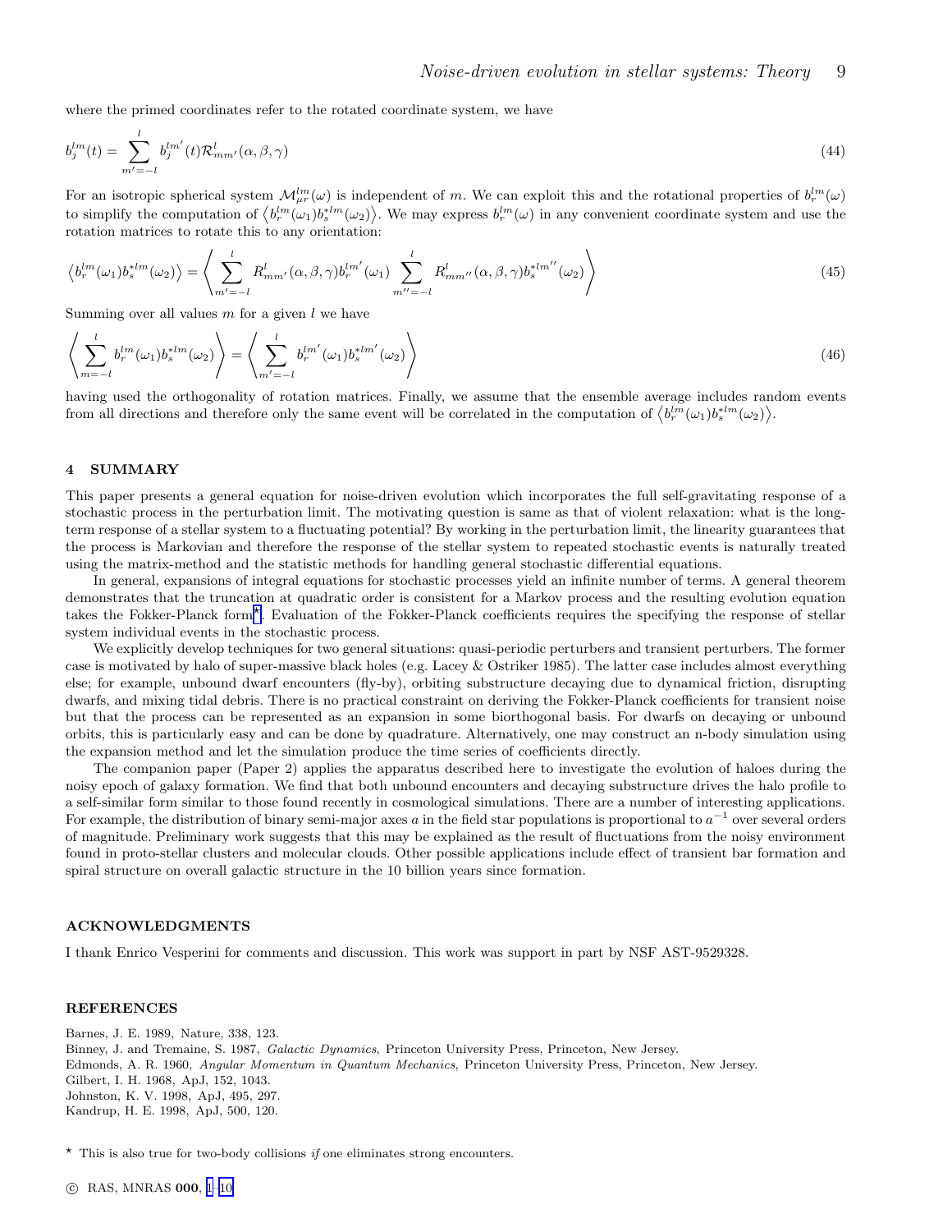where the primed coordinates refer to the rotated coordinate system, we have

$$b_j^{lm}(t) = \sum_{m'=-l}^{l} b_j^{lm'}(t) \mathcal{R}_{mm'}^{l}(\alpha, \beta, \gamma) \tag{44}$$

For an isotropic spherical system $\mathcal{M}_{\mu r}^{lm}(\omega)$ is independent of $m$. We can exploit this and the rotational properties of $b_r^{lm}(\omega)$ to simplify the computation of $\left\langle b_r^{lm}(\omega_1) b_s^{*lm}(\omega_2) \right\rangle$. We may express $b_r^{lm}(\omega)$ in any convenient coordinate system and use the rotation matrices to rotate this to any orientation:

$$\left\langle b_r^{lm}(\omega_1) b_s^{*lm}(\omega_2) \right\rangle = \left\langle \sum_{m'=-l}^{l} R_{mm'}^{l}(\alpha, \beta, \gamma) b_r^{lm'}(\omega_1) \sum_{m''=-l}^{l} R_{mm''}^{l}(\alpha, \beta, \gamma) b_s^{*lm''}(\omega_2) \right\rangle \tag{45}$$

Summing over all values $m$ for a given $l$ we have

$$\left\langle \sum_{m=-l}^{l} b_r^{lm}(\omega_1) b_s^{*lm}(\omega_2) \right\rangle = \left\langle \sum_{m'=-l}^{l} b_r^{lm'}(\omega_1) b_s^{*lm'}(\omega_2) \right\rangle \tag{46}$$

having used the orthogonality of rotation matrices. Finally, we assume that the ensemble average includes random events from all directions and therefore only the same event will be correlated in the computation of $\left\langle b_r^{lm}(\omega_1) b_s^{*lm}(\omega_2) \right\rangle$.

## 4 SUMMARY

This paper presents a general equation for noise-driven evolution which incorporates the full self-gravitating response of a stochastic process in the perturbation limit. The motivating question is same as that of violent relaxation: what is the long-term response of a stellar system to a fluctuating potential? By working in the perturbation limit, the linearity guarantees that the process is Markovian and therefore the response of the stellar system to repeated stochastic events is naturally treated using the matrix-method and the statistic methods for handling general stochastic differential equations.

In general, expansions of integral equations for stochastic processes yield an infinite number of terms. A general theorem demonstrates that the truncation at quadratic order is consistent for a Markov process and the resulting evolution equation takes the Fokker-Planck form*. Evaluation of the Fokker-Planck coefficients requires the specifying the response of stellar system individual events in the stochastic process.

We explicitly develop techniques for two general situations: quasi-periodic perturbers and transient perturbers. The former case is motivated by halo of super-massive black holes (e.g. Lacey & Ostriker 1985). The latter case includes almost everything else; for example, unbound dwarf encounters (fly-by), orbiting substructure decaying due to dynamical friction, disrupting dwarfs, and mixing tidal debris. There is no practical constraint on deriving the Fokker-Planck coefficients for transient noise but that the process can be represented as an expansion in some biorthogonal basis. For dwarfs on decaying or unbound orbits, this is particularly easy and can be done by quadrature. Alternatively, one may construct an n-body simulation using the expansion method and let the simulation produce the time series of coefficients directly.

The companion paper (Paper 2) applies the apparatus described here to investigate the evolution of haloes during the noisy epoch of galaxy formation. We find that both unbound encounters and decaying substructure drives the halo profile to a self-similar form similar to those found recently in cosmological simulations. There are a number of interesting applications. For example, the distribution of binary semi-major axes $a$ in the field star populations is proportional to $a^{-1}$ over several orders of magnitude. Preliminary work suggests that this may be explained as the result of fluctuations from the noisy environment found in proto-stellar clusters and molecular clouds. Other possible applications include effect of transient bar formation and spiral structure on overall galactic structure in the 10 billion years since formation.

## ACKNOWLEDGMENTS

I thank Enrico Vesperini for comments and discussion. This work was support in part by NSF AST-9529328.

## REFERENCES

Barnes, J. E. 1989, Nature, 338, 123.
Binney, J. and Tremaine, S. 1987, *Galactic Dynamics*, Princeton University Press, Princeton, New Jersey.
Edmonds, A. R. 1960, *Angular Momentum in Quantum Mechanics*, Princeton University Press, Princeton, New Jersey.
Gilbert, I. H. 1968, ApJ, 152, 1043.
Johnston, K. V. 1998, ApJ, 495, 297.
Kandrup, H. E. 1998, ApJ, 500, 120.

* This is also true for two-body collisions *if* one eliminates strong encounters.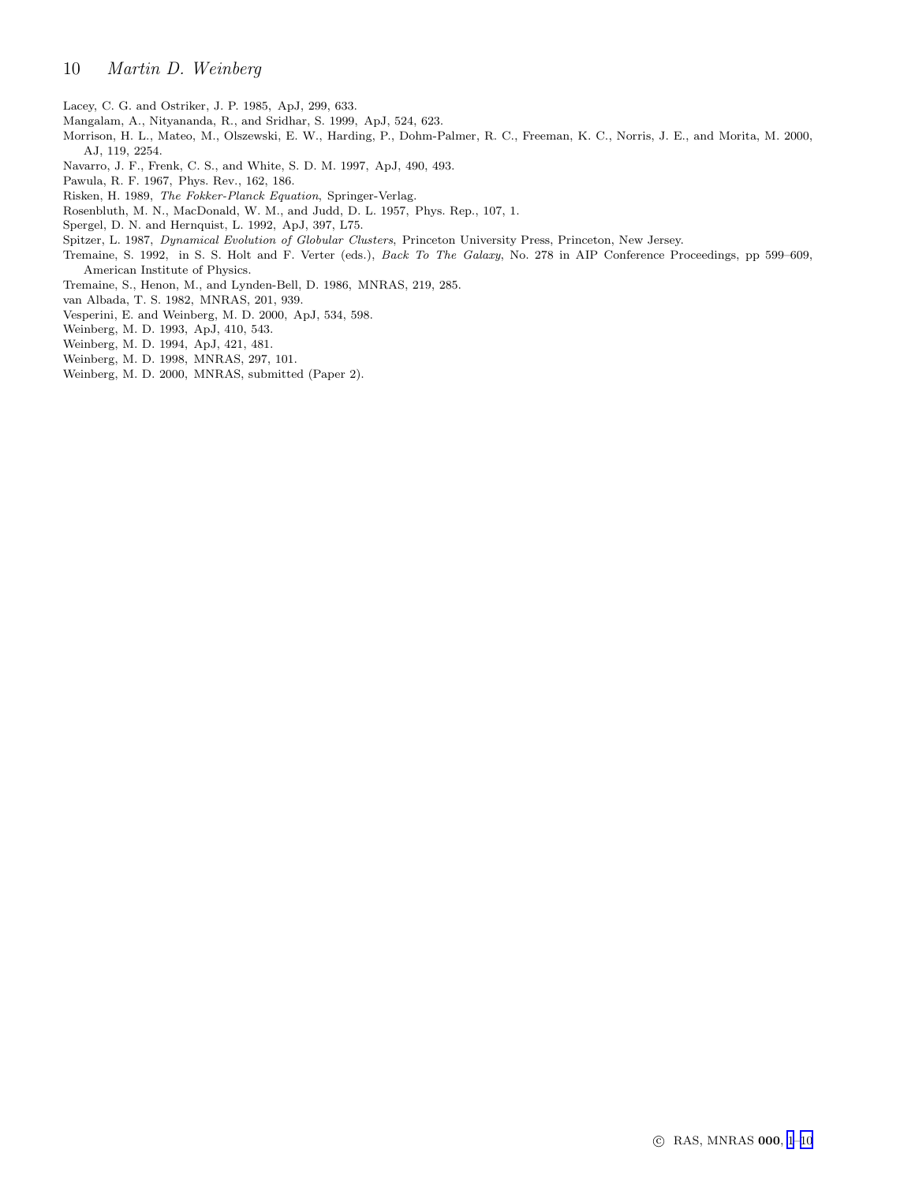Lacey, C. G. and Ostriker, J. P. 1985, ApJ, 299, 633.

Mangalam, A., Nityananda, R., and Sridhar, S. 1999, ApJ, 524, 623.

Morrison, H. L., Mateo, M., Olszewski, E. W., Harding, P., Dohm-Palmer, R. C., Freeman, K. C., Norris, J. E., and Morita, M. 2000, AJ, 119, 2254.

Navarro, J. F., Frenk, C. S., and White, S. D. M. 1997, ApJ, 490, 493.

Pawula, R. F. 1967, Phys. Rev., 162, 186.

Risken, H. 1989, *The Fokker-Planck Equation*, Springer-Verlag.

Rosenbluth, M. N., MacDonald, W. M., and Judd, D. L. 1957, Phys. Rep., 107, 1.

Spergel, D. N. and Hernquist, L. 1992, ApJ, 397, L75.

Spitzer, L. 1987, *Dynamical Evolution of Globular Clusters*, Princeton University Press, Princeton, New Jersey.

Tremaine, S. 1992, in S. S. Holt and F. Verter (eds.), *Back To The Galaxy*, No. 278 in AIP Conference Proceedings, pp 599–609, American Institute of Physics.

Tremaine, S., Henon, M., and Lynden-Bell, D. 1986, MNRAS, 219, 285.

van Albada, T. S. 1982, MNRAS, 201, 939.

Vesperini, E. and Weinberg, M. D. 2000, ApJ, 534, 598.

Weinberg, M. D. 1993, ApJ, 410, 543.

Weinberg, M. D. 1994, ApJ, 421, 481.

Weinberg, M. D. 1998, MNRAS, 297, 101.

Weinberg, M. D. 2000, MNRAS, submitted (Paper 2).